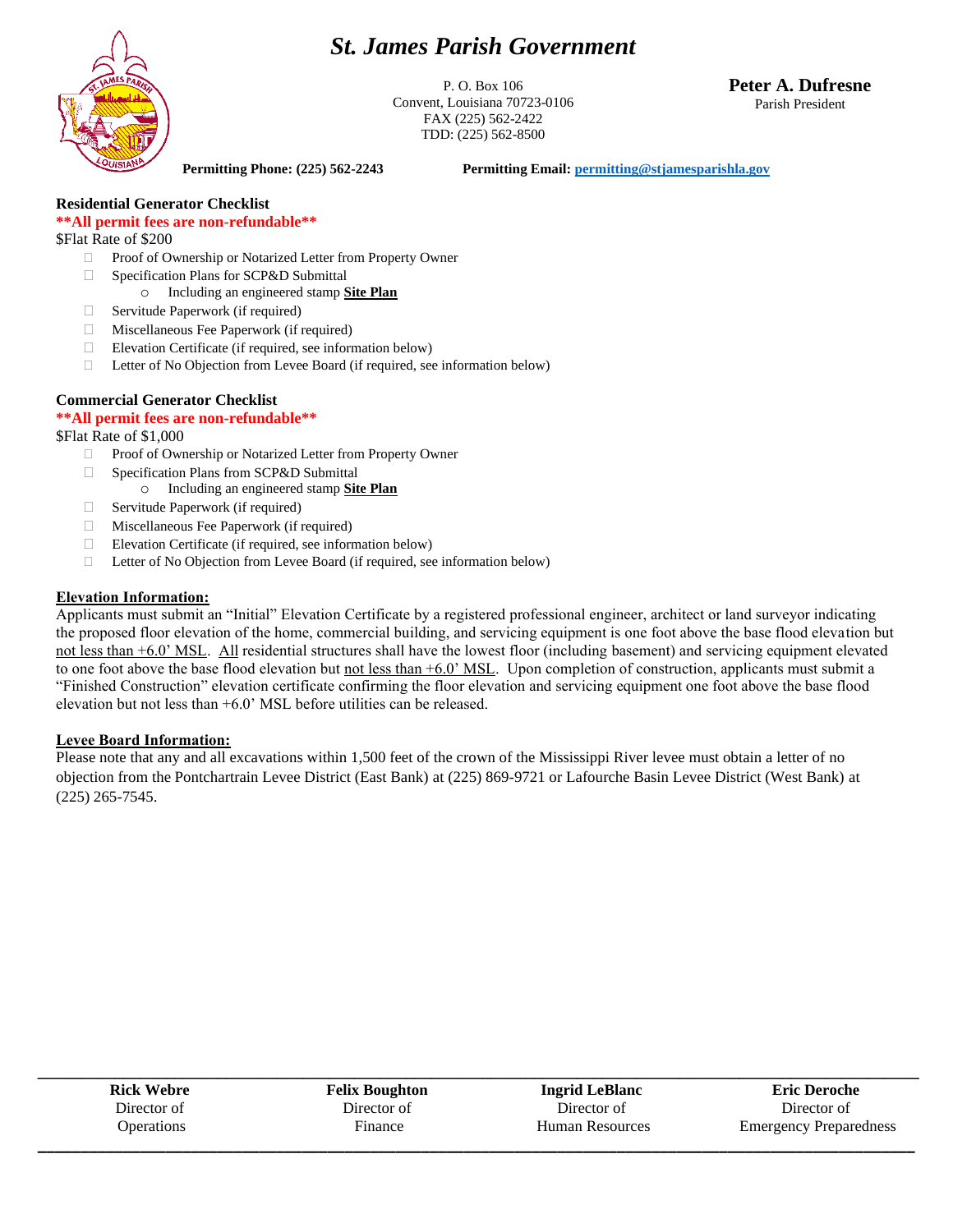# St. James Parish Government

P. O. Box 106
Convent, Louisiana 70723-0106
FAX (225) 562-2422
TDD: (225) 562-8500

**Peter A. Dufresne**
Parish President

**Permitting Phone: (225) 562-2243** **Permitting Email: permitting@stjamesparishla.gov**

## Residential Generator Checklist

****All permit fees are non-refundable****

$Flat Rate of $200

- ☐ Proof of Ownership or Notarized Letter from Property Owner
- ☐ Specification Plans for SCP&D Submittal
  - Including an engineered stamp **Site Plan**
- ☐ Servitude Paperwork (if required)
- ☐ Miscellaneous Fee Paperwork (if required)
- ☐ Elevation Certificate (if required, see information below)
- ☐ Letter of No Objection from Levee Board (if required, see information below)

## Commercial Generator Checklist

****All permit fees are non-refundable****

$Flat Rate of $1,000

- ☐ Proof of Ownership or Notarized Letter from Property Owner
- ☐ Specification Plans from SCP&D Submittal
  - Including an engineered stamp **Site Plan**
- ☐ Servitude Paperwork (if required)
- ☐ Miscellaneous Fee Paperwork (if required)
- ☐ Elevation Certificate (if required, see information below)
- ☐ Letter of No Objection from Levee Board (if required, see information below)

## Elevation Information:

Applicants must submit an "Initial" Elevation Certificate by a registered professional engineer, architect or land surveyor indicating the proposed floor elevation of the home, commercial building, and servicing equipment is one foot above the base flood elevation but not less than +6.0' MSL. All residential structures shall have the lowest floor (including basement) and servicing equipment elevated to one foot above the base flood elevation but not less than +6.0' MSL. Upon completion of construction, applicants must submit a "Finished Construction" elevation certificate confirming the floor elevation and servicing equipment one foot above the base flood elevation but not less than +6.0' MSL before utilities can be released.

## Levee Board Information:

Please note that any and all excavations within 1,500 feet of the crown of the Mississippi River levee must obtain a letter of no objection from the Pontchartrain Levee District (East Bank) at (225) 869-9721 or Lafourche Basin Levee District (West Bank) at (225) 265-7545.

| **Rick Webre** | **Felix Boughton** | **Ingrid LeBlanc** | **Eric Deroche** |
|---|---|---|---|
| Director of Operations | Director of Finance | Director of Human Resources | Director of Emergency Preparedness |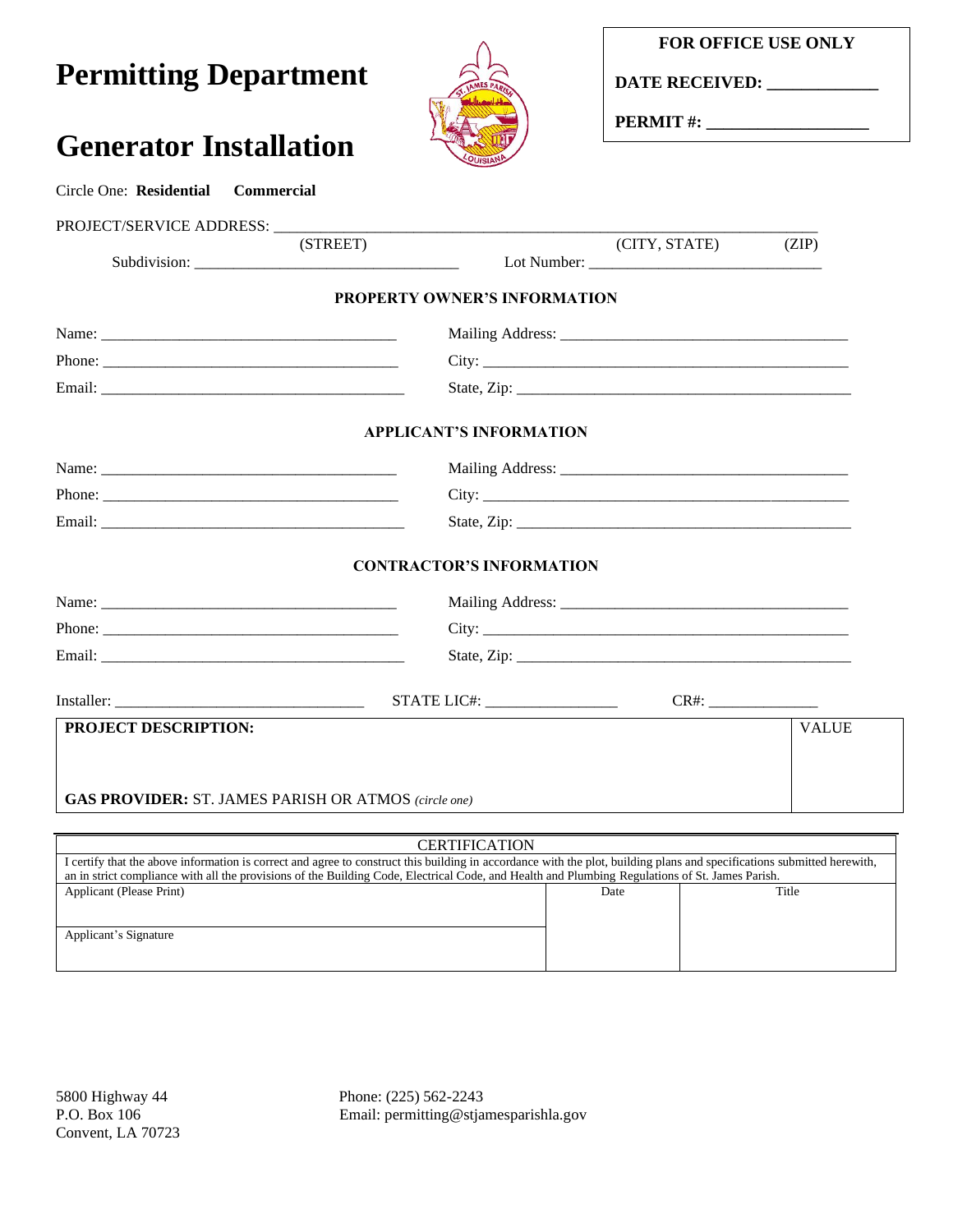# Permitting Department

# Generator Installation

| FOR OFFICE USE ONLY |
|---|
| DATE RECEIVED: _____________ |
| PERMIT #: ___________________ |

Circle One: **Residential** **Commercial**

PROJECT/SERVICE ADDRESS: ____________________________________________________________________
(STREET) (CITY, STATE) (ZIP)

Subdivision: _________________________________ Lot Number: _____________________________

**PROPERTY OWNER'S INFORMATION**

Name: ______________________________________ Mailing Address: ____________________________________

Phone: ______________________________________ City: _________________________________________________

Email: _______________________________________ State, Zip: ____________________________________________

**APPLICANT'S INFORMATION**

Name: ______________________________________ Mailing Address: ____________________________________

Phone: ______________________________________ City: _________________________________________________

Email: _______________________________________ State, Zip: ____________________________________________

**CONTRACTOR'S INFORMATION**

Name: ______________________________________ Mailing Address: ____________________________________

Phone: ______________________________________ City: _________________________________________________

Email: _______________________________________ State, Zip: ____________________________________________

Installer: ________________________________ STATE LIC#: ________________ CR#: ______________

| **PROJECT DESCRIPTION:** | VALUE |
|---|---|
| **GAS PROVIDER:** ST. JAMES PARISH OR ATMOS *(circle one)* | |

| CERTIFICATION | | |
|---|---|---|
| I certify that the above information is correct and agree to construct this building in accordance with the plot, building plans and specifications submitted herewith, an in strict compliance with all the provisions of the Building Code, Electrical Code, and Health and Plumbing Regulations of St. James Parish. | | |
| Applicant (Please Print) | Date | Title |
| Applicant's Signature | | |

5800 Highway 44
P.O. Box 106
Convent, LA 70723

Phone: (225) 562-2243
Email: permitting@stjamesparishla.gov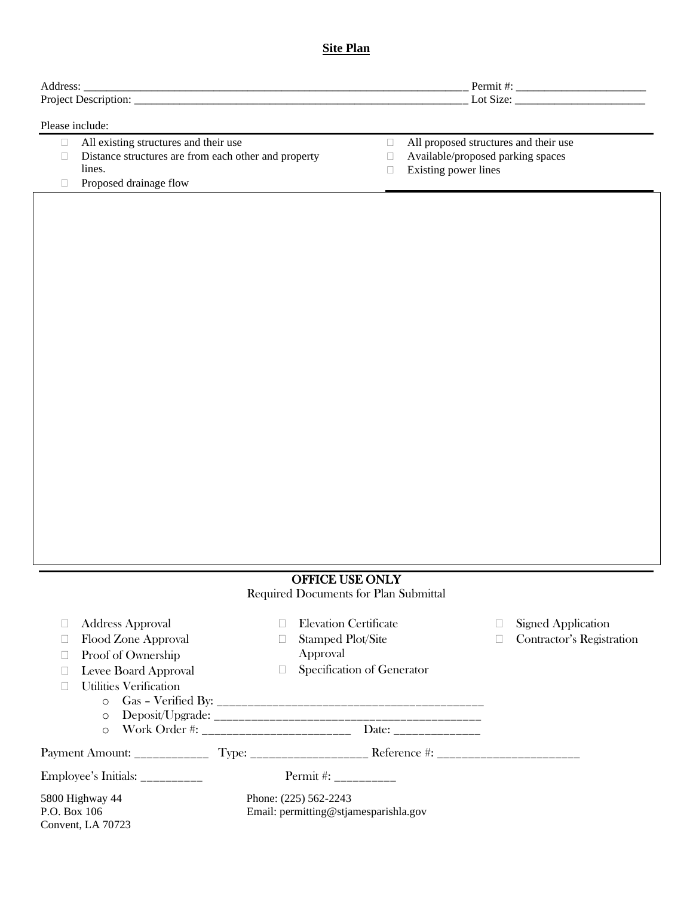## Site Plan

Address: ______________________________________________________________________ Permit #: _______________________

Project Description: ____________________________________________________________ Lot Size: _______________________

Please include:

- ☐ All existing structures and their use
- ☐ Distance structures are from each other and property lines.
- ☐ Proposed drainage flow
- ☐ All proposed structures and their use
- ☐ Available/proposed parking spaces
- ☐ Existing power lines

### OFFICE USE ONLY

Required Documents for Plan Submittal

- ☐ Address Approval
- ☐ Flood Zone Approval
- ☐ Proof of Ownership
- ☐ Levee Board Approval
- ☐ Utilities Verification
  - Gas – Verified By: ____________________________________________
  - Deposit/Upgrade: ____________________________________________
  - Work Order #: ________________________ Date: ______________
- ☐ Elevation Certificate
- ☐ Stamped Plot/Site Approval
- ☐ Specification of Generator
- ☐ Signed Application
- ☐ Contractor's Registration

Payment Amount: ____________ Type: ___________________ Reference #: ______________________

Employee's Initials: __________ Permit #: __________

5800 Highway 44
P.O. Box 106
Convent, LA 70723

Phone: (225) 562-2243
Email: permitting@stjamesparishla.gov